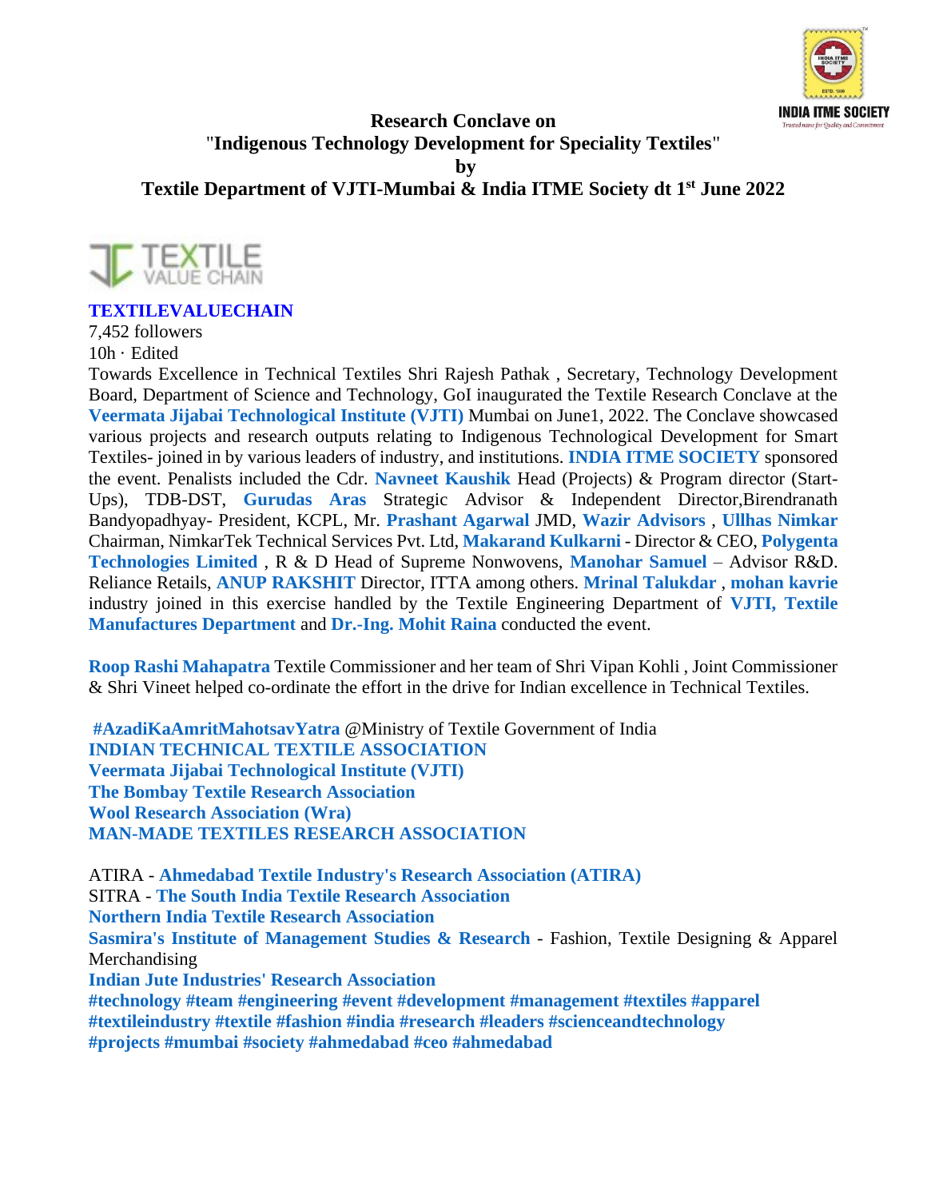**Research Conclave on**
**"Indigenous Technology Development for Speciality Textiles"**
**by**
**Textile Department of VJTI-Mumbai & India ITME Society dt 1st June 2022**

**TEXTILEVALUECHAIN**
7,452 followers
10h · Edited

Towards Excellence in Technical Textiles Shri Rajesh Pathak , Secretary, Technology Development Board, Department of Science and Technology, GoI inaugurated the Textile Research Conclave at the **Veermata Jijabai Technological Institute (VJTI)** Mumbai on June1, 2022. The Conclave showcased various projects and research outputs relating to Indigenous Technological Development for Smart Textiles- joined in by various leaders of industry, and institutions. **INDIA ITME SOCIETY** sponsored the event. Penalists included the Cdr. **Navneet Kaushik** Head (Projects) & Program director (Start-Ups), TDB-DST, **Gurudas Aras** Strategic Advisor & Independent Director,Birendranath Bandyopadhyay- President, KCPL, Mr. **Prashant Agarwal** JMD, **Wazir Advisors** , **Ullhas Nimkar** Chairman, NimkarTek Technical Services Pvt. Ltd, **Makarand Kulkarni** - Director & CEO, **Polygenta Technologies Limited** , R & D Head of Supreme Nonwovens, **Manohar Samuel** – Advisor R&D. Reliance Retails, **ANUP RAKSHIT** Director, ITTA among others. **Mrinal Talukdar** , **mohan kavrie** industry joined in this exercise handled by the Textile Engineering Department of **VJTI, Textile Manufactures Department** and **Dr.-Ing. Mohit Raina** conducted the event.

**Roop Rashi Mahapatra** Textile Commissioner and her team of Shri Vipan Kohli , Joint Commissioner & Shri Vineet helped co-ordinate the effort in the drive for Indian excellence in Technical Textiles.

**#AzadiKaAmritMahotsavYatra** @Ministry of Textile Government of India
**INDIAN TECHNICAL TEXTILE ASSOCIATION**
**Veermata Jijabai Technological Institute (VJTI)**
**The Bombay Textile Research Association**
**Wool Research Association (Wra)**
**MAN-MADE TEXTILES RESEARCH ASSOCIATION**

ATIRA - **Ahmedabad Textile Industry's Research Association (ATIRA)**
SITRA - **The South India Textile Research Association**
**Northern India Textile Research Association**
**Sasmira's Institute of Management Studies & Research** - Fashion, Textile Designing & Apparel Merchandising
**Indian Jute Industries' Research Association**
**#technology #team #engineering #event #development #management #textiles #apparel #textileindustry #textile #fashion #india #research #leaders #scienceandtechnology #projects #mumbai #society #ahmedabad #ceo #ahmedabad**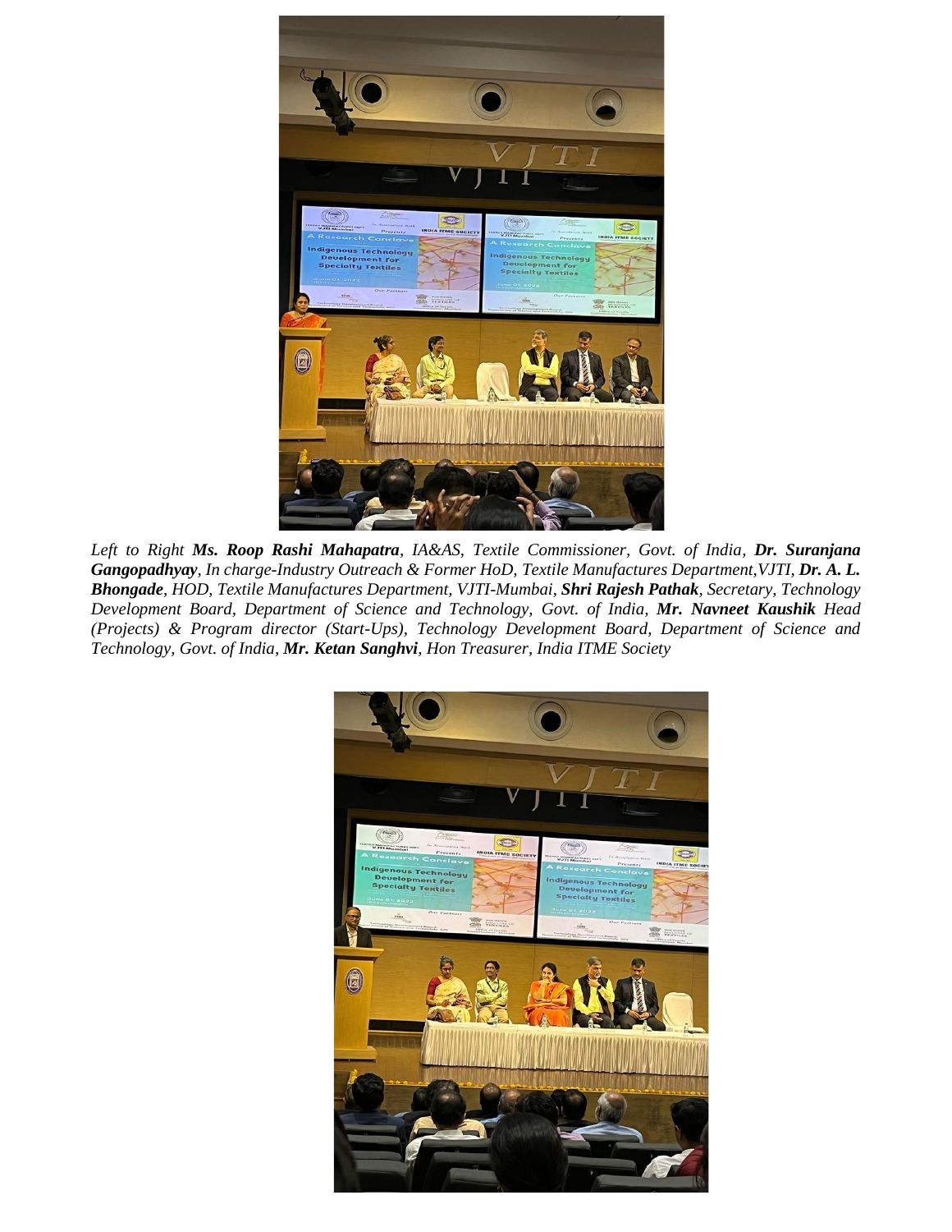*Left to Right **Ms. Roop Rashi Mahapatra**, IA&AS, Textile Commissioner, Govt. of India, **Dr. Suranjana Gangopadhyay**, In charge-Industry Outreach & Former HoD, Textile Manufactures Department,VJTI, **Dr. A. L. Bhongade**, HOD, Textile Manufactures Department, VJTI-Mumbai, **Shri Rajesh Pathak**, Secretary, Technology Development Board, Department of Science and Technology, Govt. of India, **Mr. Navneet Kaushik** Head (Projects) & Program director (Start-Ups), Technology Development Board, Department of Science and Technology, Govt. of India, **Mr. Ketan Sanghvi**, Hon Treasurer, India ITME Society*